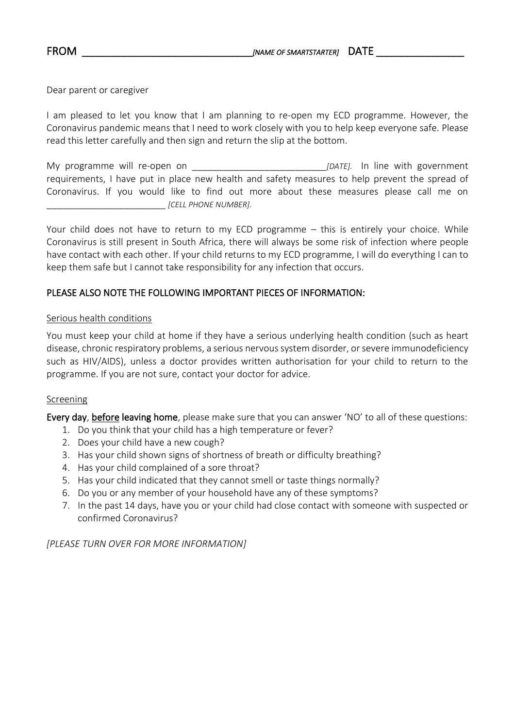**FROM** ______________________________*[NAME OF SMARTSTARTER]* **DATE** _______________

Dear parent or caregiver

I am pleased to let you know that I am planning to re-open my ECD programme. However, the Coronavirus pandemic means that I need to work closely with you to help keep everyone safe. Please read this letter carefully and then sign and return the slip at the bottom.

My programme will re-open on __________________________*[DATE].* In line with government requirements, I have put in place new health and safety measures to help prevent the spread of Coronavirus. If you would like to find out more about these measures please call me on ________________________ *[CELL PHONE NUMBER].*

Your child does not have to return to my ECD programme – this is entirely your choice. While Coronavirus is still present in South Africa, there will always be some risk of infection where people have contact with each other. If your child returns to my ECD programme, I will do everything I can to keep them safe but I cannot take responsibility for any infection that occurs.

**PLEASE ALSO NOTE THE FOLLOWING IMPORTANT PIECES OF INFORMATION:**

<u>Serious health conditions</u>

You must keep your child at home if they have a serious underlying health condition (such as heart disease, chronic respiratory problems, a serious nervous system disorder, or severe immunodeficiency such as HIV/AIDS), unless a doctor provides written authorisation for your child to return to the programme. If you are not sure, contact your doctor for advice.

<u>Screening</u>

**Every day**, **<u>before</u> leaving home**, please make sure that you can answer 'NO' to all of these questions:

1. Do you think that your child has a high temperature or fever?
2. Does your child have a new cough?
3. Has your child shown signs of shortness of breath or difficulty breathing?
4. Has your child complained of a sore throat?
5. Has your child indicated that they cannot smell or taste things normally?
6. Do you or any member of your household have any of these symptoms?
7. In the past 14 days, have you or your child had close contact with someone with suspected or confirmed Coronavirus?

*[PLEASE TURN OVER FOR MORE INFORMATION]*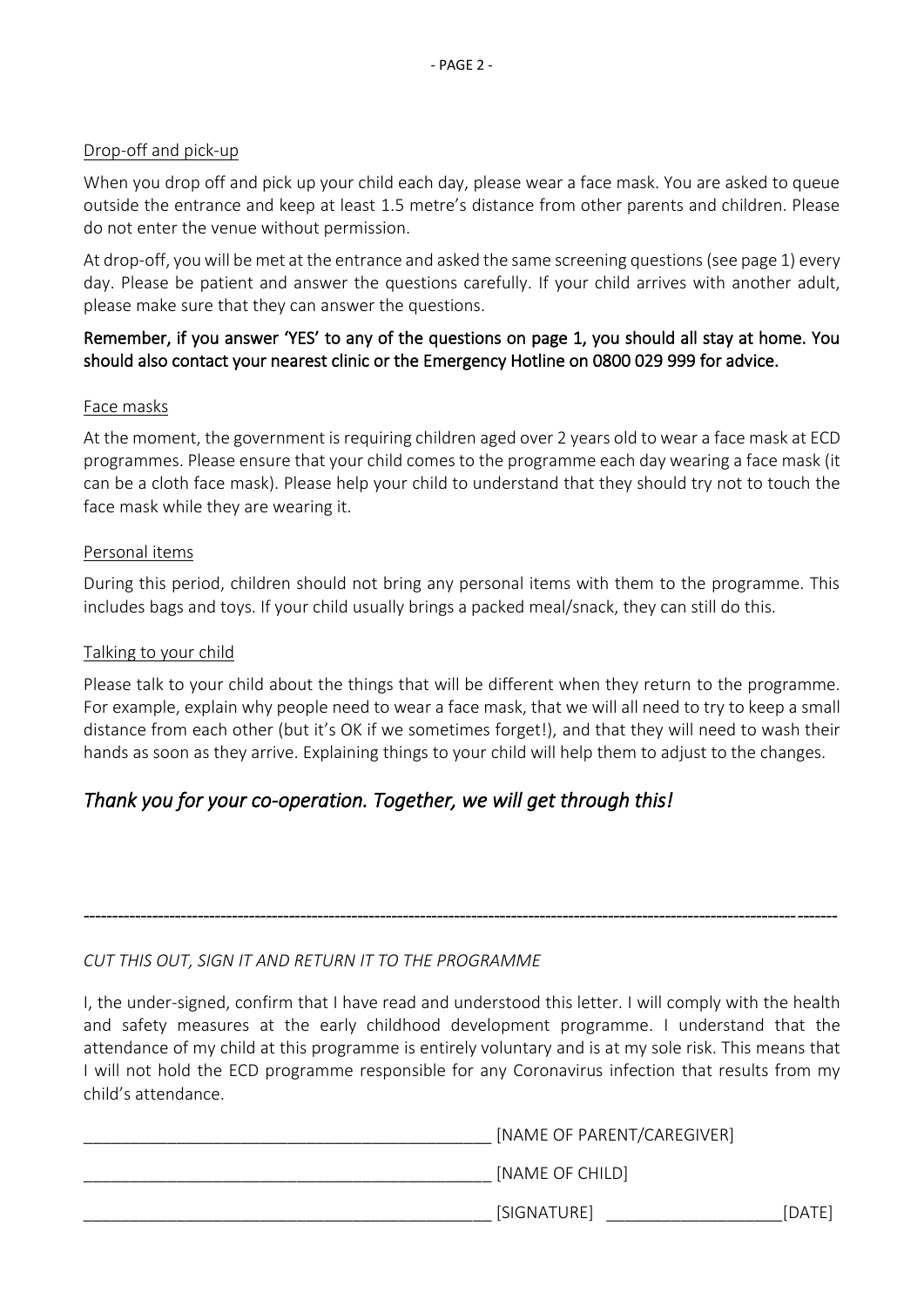Drop-off and pick-up

When you drop off and pick up your child each day, please wear a face mask. You are asked to queue outside the entrance and keep at least 1.5 metre's distance from other parents and children. Please do not enter the venue without permission.

At drop-off, you will be met at the entrance and asked the same screening questions (see page 1) every day. Please be patient and answer the questions carefully. If your child arrives with another adult, please make sure that they can answer the questions.

**Remember, if you answer 'YES' to any of the questions on page 1, you should all stay at home. You should also contact your nearest clinic or the Emergency Hotline on 0800 029 999 for advice.**

Face masks

At the moment, the government is requiring children aged over 2 years old to wear a face mask at ECD programmes. Please ensure that your child comes to the programme each day wearing a face mask (it can be a cloth face mask). Please help your child to understand that they should try not to touch the face mask while they are wearing it.

Personal items

During this period, children should not bring any personal items with them to the programme. This includes bags and toys. If your child usually brings a packed meal/snack, they can still do this.

Talking to your child

Please talk to your child about the things that will be different when they return to the programme. For example, explain why people need to wear a face mask, that we will all need to try to keep a small distance from each other (but it's OK if we sometimes forget!), and that they will need to wash their hands as soon as they arrive. Explaining things to your child will help them to adjust to the changes.

## *Thank you for your co-operation. Together, we will get through this!*

---

*CUT THIS OUT, SIGN IT AND RETURN IT TO THE PROGRAMME*

I, the under-signed, confirm that I have read and understood this letter. I will comply with the health and safety measures at the early childhood development programme. I understand that the attendance of my child at this programme is entirely voluntary and is at my sole risk. This means that I will not hold the ECD programme responsible for any Coronavirus infection that results from my child's attendance.

_____________________________________________ [NAME OF PARENT/CAREGIVER]

_____________________________________________ [NAME OF CHILD]

_____________________________________________ [SIGNATURE] ___________________[DATE]